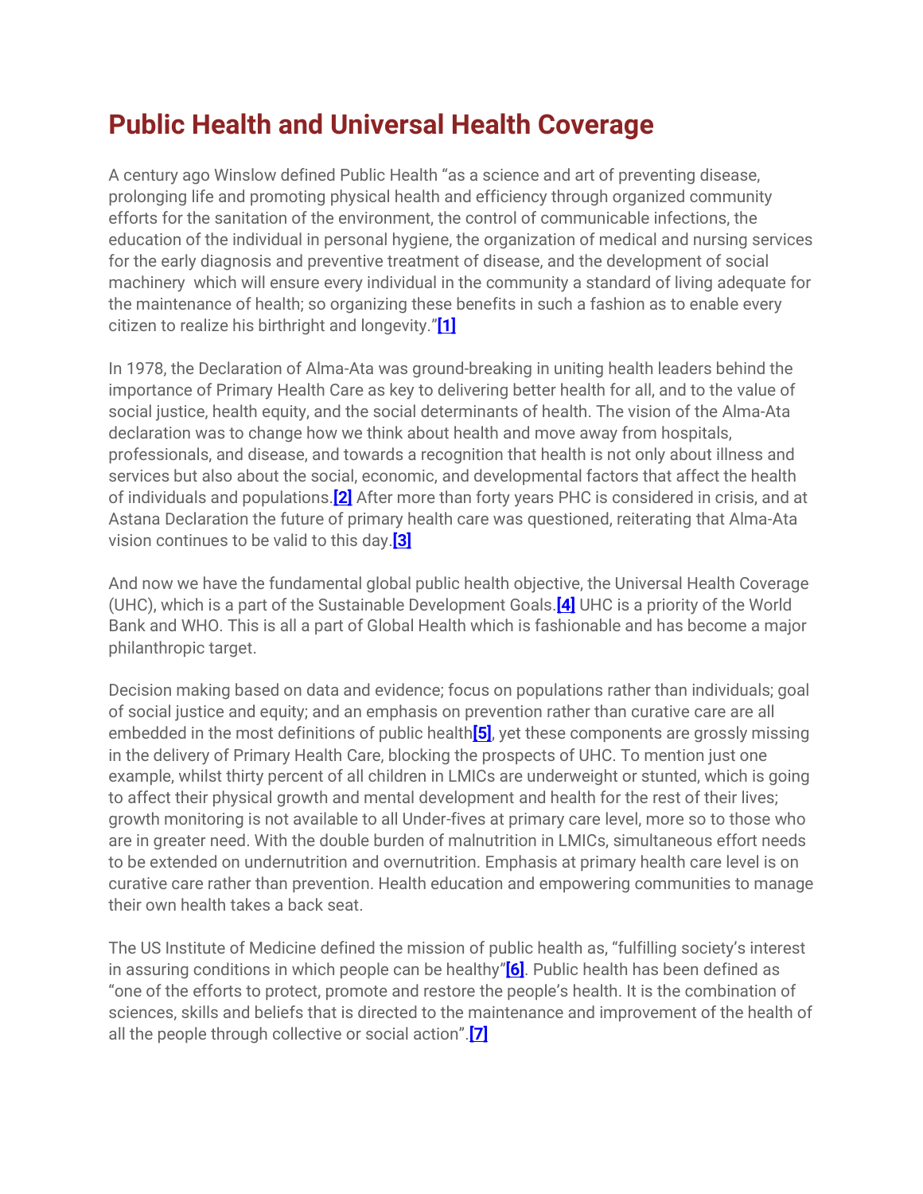# Public Health and Universal Health Coverage

A century ago Winslow defined Public Health "as a science and art of preventing disease, prolonging life and promoting physical health and efficiency through organized community efforts for the sanitation of the environment, the control of communicable infections, the education of the individual in personal hygiene, the organization of medical and nursing services for the early diagnosis and preventive treatment of disease, and the development of social machinery which will ensure every individual in the community a standard of living adequate for the maintenance of health; so organizing these benefits in such a fashion as to enable every citizen to realize his birthright and longevity."[1]

In 1978, the Declaration of Alma-Ata was ground-breaking in uniting health leaders behind the importance of Primary Health Care as key to delivering better health for all, and to the value of social justice, health equity, and the social determinants of health. The vision of the Alma-Ata declaration was to change how we think about health and move away from hospitals, professionals, and disease, and towards a recognition that health is not only about illness and services but also about the social, economic, and developmental factors that affect the health of individuals and populations.[2] After more than forty years PHC is considered in crisis, and at Astana Declaration the future of primary health care was questioned, reiterating that Alma-Ata vision continues to be valid to this day.[3]

And now we have the fundamental global public health objective, the Universal Health Coverage (UHC), which is a part of the Sustainable Development Goals.[4] UHC is a priority of the World Bank and WHO. This is all a part of Global Health which is fashionable and has become a major philanthropic target.

Decision making based on data and evidence; focus on populations rather than individuals; goal of social justice and equity; and an emphasis on prevention rather than curative care are all embedded in the most definitions of public health[5], yet these components are grossly missing in the delivery of Primary Health Care, blocking the prospects of UHC. To mention just one example, whilst thirty percent of all children in LMICs are underweight or stunted, which is going to affect their physical growth and mental development and health for the rest of their lives; growth monitoring is not available to all Under-fives at primary care level, more so to those who are in greater need. With the double burden of malnutrition in LMICs, simultaneous effort needs to be extended on undernutrition and overnutrition. Emphasis at primary health care level is on curative care rather than prevention. Health education and empowering communities to manage their own health takes a back seat.

The US Institute of Medicine defined the mission of public health as, "fulfilling society's interest in assuring conditions in which people can be healthy"[6]. Public health has been defined as "one of the efforts to protect, promote and restore the people's health. It is the combination of sciences, skills and beliefs that is directed to the maintenance and improvement of the health of all the people through collective or social action".[7]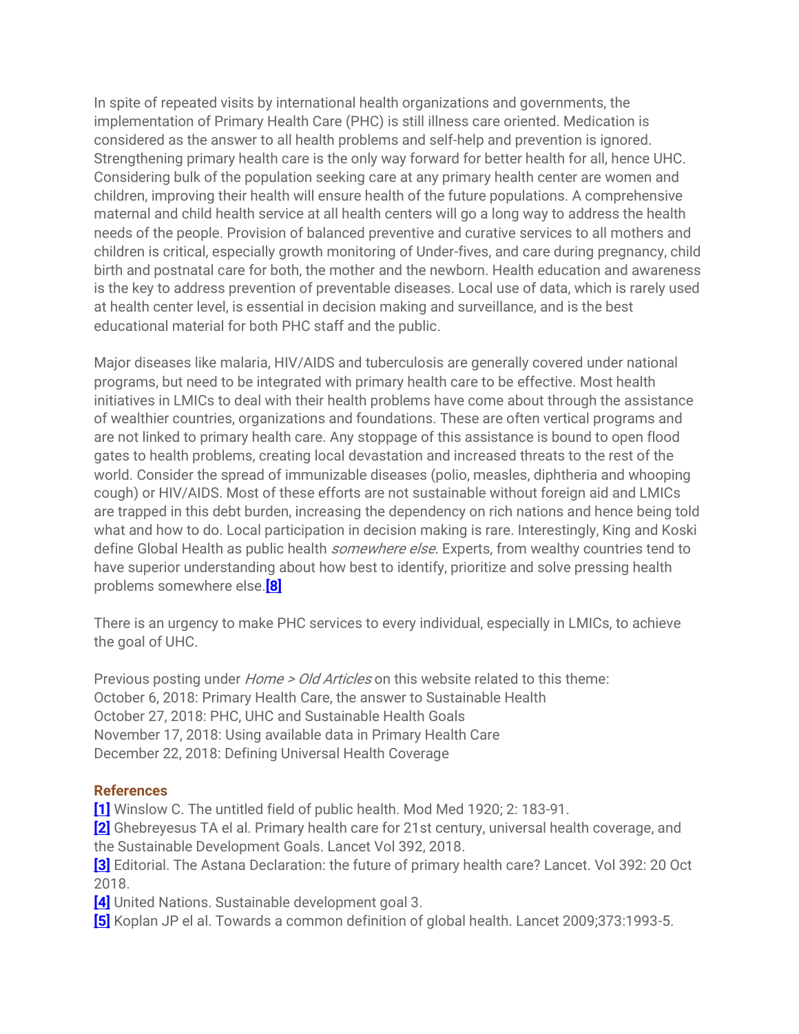In spite of repeated visits by international health organizations and governments, the implementation of Primary Health Care (PHC) is still illness care oriented. Medication is considered as the answer to all health problems and self-help and prevention is ignored. Strengthening primary health care is the only way forward for better health for all, hence UHC. Considering bulk of the population seeking care at any primary health center are women and children, improving their health will ensure health of the future populations. A comprehensive maternal and child health service at all health centers will go a long way to address the health needs of the people. Provision of balanced preventive and curative services to all mothers and children is critical, especially growth monitoring of Under-fives, and care during pregnancy, child birth and postnatal care for both, the mother and the newborn. Health education and awareness is the key to address prevention of preventable diseases. Local use of data, which is rarely used at health center level, is essential in decision making and surveillance, and is the best educational material for both PHC staff and the public.

Major diseases like malaria, HIV/AIDS and tuberculosis are generally covered under national programs, but need to be integrated with primary health care to be effective. Most health initiatives in LMICs to deal with their health problems have come about through the assistance of wealthier countries, organizations and foundations. These are often vertical programs and are not linked to primary health care. Any stoppage of this assistance is bound to open flood gates to health problems, creating local devastation and increased threats to the rest of the world. Consider the spread of immunizable diseases (polio, measles, diphtheria and whooping cough) or HIV/AIDS. Most of these efforts are not sustainable without foreign aid and LMICs are trapped in this debt burden, increasing the dependency on rich nations and hence being told what and how to do. Local participation in decision making is rare. Interestingly, King and Koski define Global Health as public health *somewhere else*. Experts, from wealthy countries tend to have superior understanding about how best to identify, prioritize and solve pressing health problems somewhere else.**[8]**

There is an urgency to make PHC services to every individual, especially in LMICs, to achieve the goal of UHC.

Previous posting under *Home > Old Articles* on this website related to this theme:
October 6, 2018: Primary Health Care, the answer to Sustainable Health
October 27, 2018: PHC, UHC and Sustainable Health Goals
November 17, 2018: Using available data in Primary Health Care
December 22, 2018: Defining Universal Health Coverage

**References**

**[1]** Winslow C. The untitled field of public health. Mod Med 1920; 2: 183-91.
**[2]** Ghebreyesus TA el al. Primary health care for 21st century, universal health coverage, and the Sustainable Development Goals. Lancet Vol 392, 2018.
**[3]** Editorial. The Astana Declaration: the future of primary health care? Lancet. Vol 392: 20 Oct 2018.
**[4]** United Nations. Sustainable development goal 3.
**[5]** Koplan JP el al. Towards a common definition of global health. Lancet 2009;373:1993-5.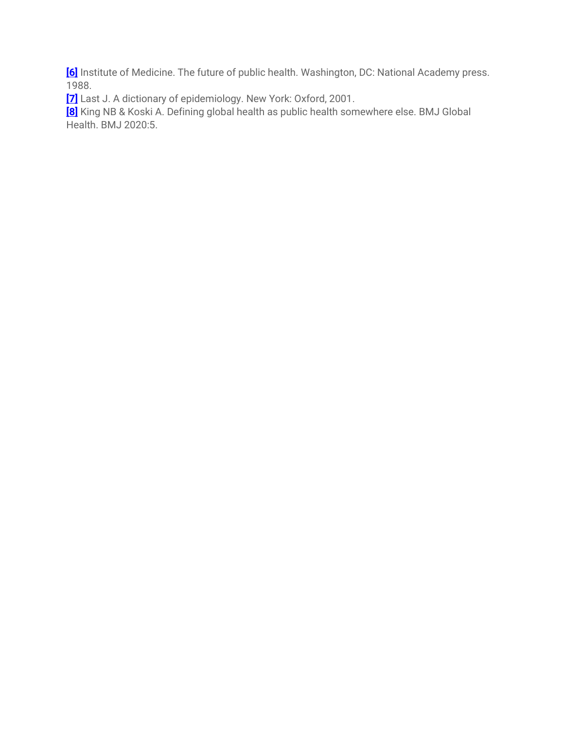[6] Institute of Medicine. The future of public health. Washington, DC: National Academy press. 1988.

[7] Last J. A dictionary of epidemiology. New York: Oxford, 2001.

[8] King NB & Koski A. Defining global health as public health somewhere else. BMJ Global Health. BMJ 2020:5.